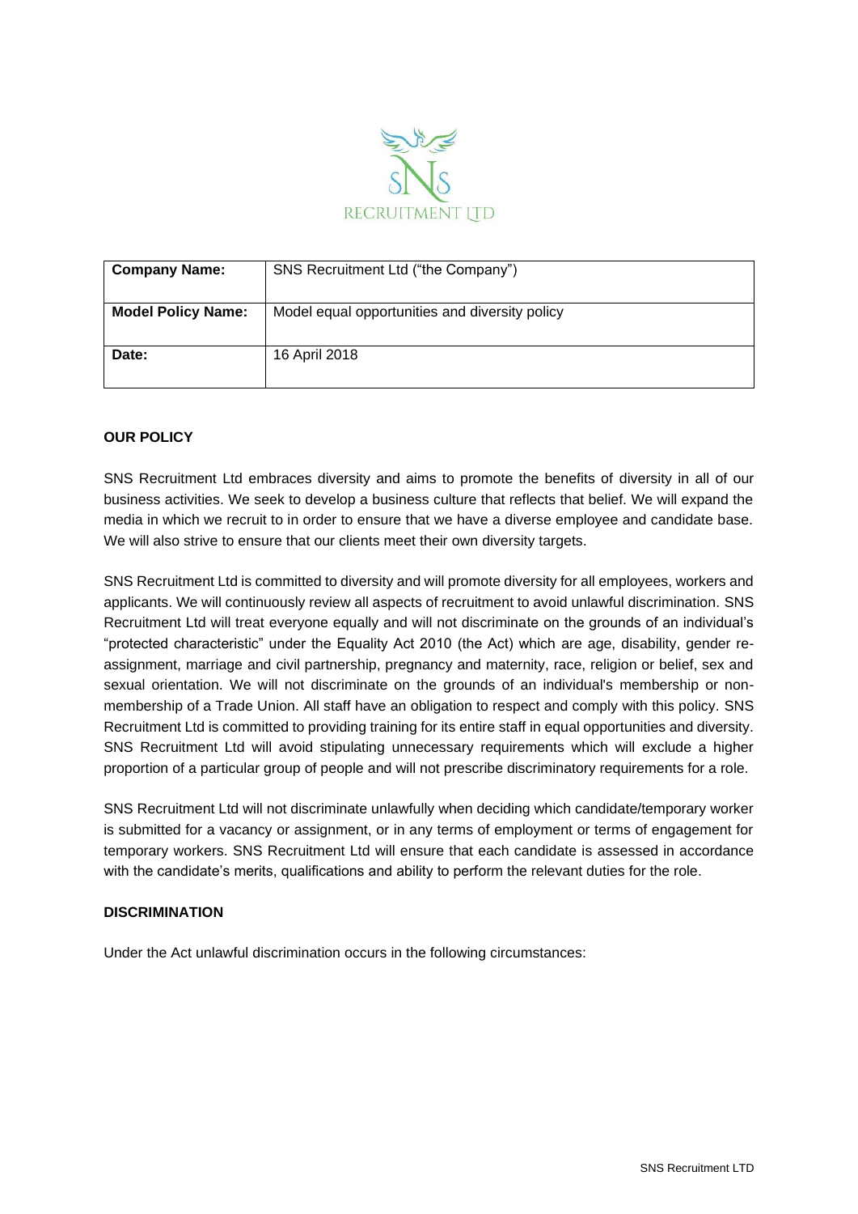| **Company Name:** | SNS Recruitment Ltd ("the Company") |
|---|---|
| **Model Policy Name:** | Model equal opportunities and diversity policy |
| **Date:** | 16 April 2018 |

**OUR POLICY**

SNS Recruitment Ltd embraces diversity and aims to promote the benefits of diversity in all of our business activities. We seek to develop a business culture that reflects that belief. We will expand the media in which we recruit to in order to ensure that we have a diverse employee and candidate base. We will also strive to ensure that our clients meet their own diversity targets.

SNS Recruitment Ltd is committed to diversity and will promote diversity for all employees, workers and applicants. We will continuously review all aspects of recruitment to avoid unlawful discrimination. SNS Recruitment Ltd will treat everyone equally and will not discriminate on the grounds of an individual's "protected characteristic" under the Equality Act 2010 (the Act) which are age, disability, gender re-assignment, marriage and civil partnership, pregnancy and maternity, race, religion or belief, sex and sexual orientation. We will not discriminate on the grounds of an individual's membership or non-membership of a Trade Union. All staff have an obligation to respect and comply with this policy. SNS Recruitment Ltd is committed to providing training for its entire staff in equal opportunities and diversity. SNS Recruitment Ltd will avoid stipulating unnecessary requirements which will exclude a higher proportion of a particular group of people and will not prescribe discriminatory requirements for a role.

SNS Recruitment Ltd will not discriminate unlawfully when deciding which candidate/temporary worker is submitted for a vacancy or assignment, or in any terms of employment or terms of engagement for temporary workers. SNS Recruitment Ltd will ensure that each candidate is assessed in accordance with the candidate's merits, qualifications and ability to perform the relevant duties for the role.

**DISCRIMINATION**

Under the Act unlawful discrimination occurs in the following circumstances: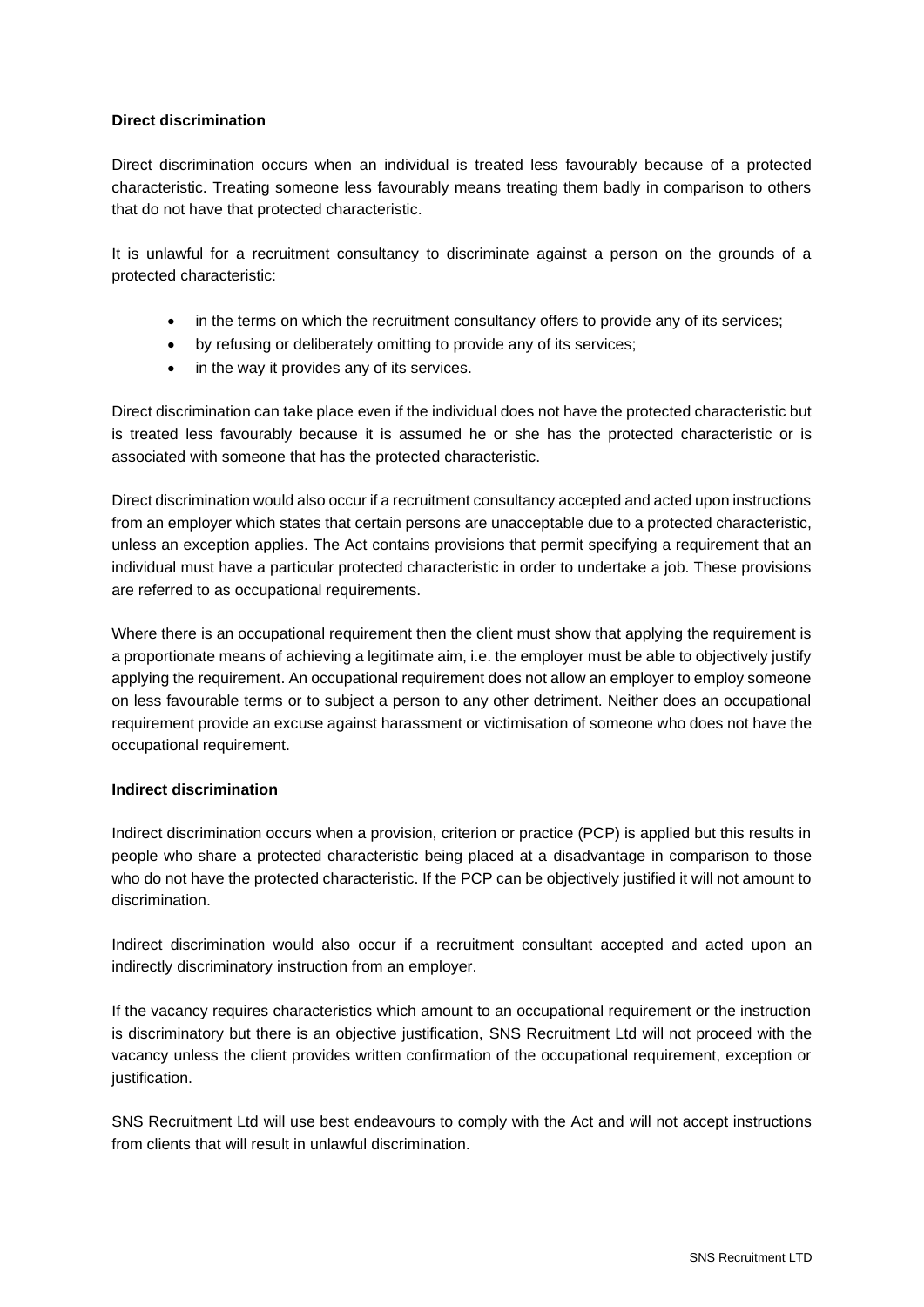**Direct discrimination**

Direct discrimination occurs when an individual is treated less favourably because of a protected characteristic. Treating someone less favourably means treating them badly in comparison to others that do not have that protected characteristic.

It is unlawful for a recruitment consultancy to discriminate against a person on the grounds of a protected characteristic:

- in the terms on which the recruitment consultancy offers to provide any of its services;
- by refusing or deliberately omitting to provide any of its services;
- in the way it provides any of its services.

Direct discrimination can take place even if the individual does not have the protected characteristic but is treated less favourably because it is assumed he or she has the protected characteristic or is associated with someone that has the protected characteristic.

Direct discrimination would also occur if a recruitment consultancy accepted and acted upon instructions from an employer which states that certain persons are unacceptable due to a protected characteristic, unless an exception applies. The Act contains provisions that permit specifying a requirement that an individual must have a particular protected characteristic in order to undertake a job. These provisions are referred to as occupational requirements.

Where there is an occupational requirement then the client must show that applying the requirement is a proportionate means of achieving a legitimate aim, i.e. the employer must be able to objectively justify applying the requirement. An occupational requirement does not allow an employer to employ someone on less favourable terms or to subject a person to any other detriment. Neither does an occupational requirement provide an excuse against harassment or victimisation of someone who does not have the occupational requirement.

**Indirect discrimination**

Indirect discrimination occurs when a provision, criterion or practice (PCP) is applied but this results in people who share a protected characteristic being placed at a disadvantage in comparison to those who do not have the protected characteristic. If the PCP can be objectively justified it will not amount to discrimination.

Indirect discrimination would also occur if a recruitment consultant accepted and acted upon an indirectly discriminatory instruction from an employer.

If the vacancy requires characteristics which amount to an occupational requirement or the instruction is discriminatory but there is an objective justification, SNS Recruitment Ltd will not proceed with the vacancy unless the client provides written confirmation of the occupational requirement, exception or justification.

SNS Recruitment Ltd will use best endeavours to comply with the Act and will not accept instructions from clients that will result in unlawful discrimination.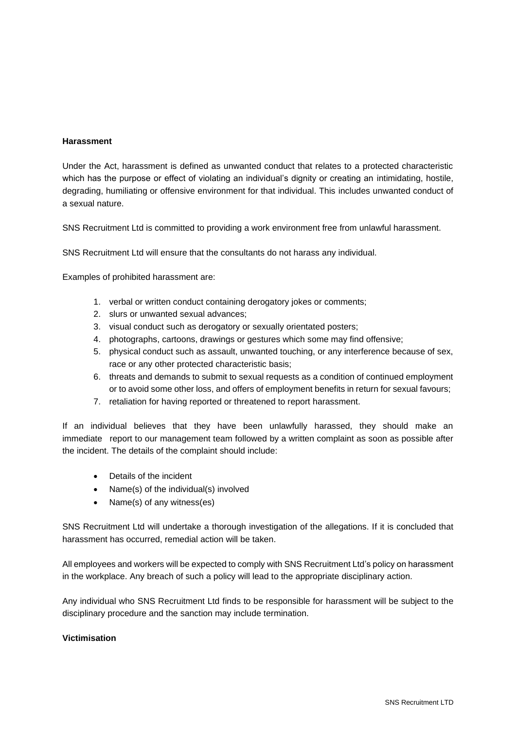**Harassment**

Under the Act, harassment is defined as unwanted conduct that relates to a protected characteristic which has the purpose or effect of violating an individual's dignity or creating an intimidating, hostile, degrading, humiliating or offensive environment for that individual. This includes unwanted conduct of a sexual nature.

SNS Recruitment Ltd is committed to providing a work environment free from unlawful harassment.

SNS Recruitment Ltd will ensure that the consultants do not harass any individual.

Examples of prohibited harassment are:

1. verbal or written conduct containing derogatory jokes or comments;
2. slurs or unwanted sexual advances;
3. visual conduct such as derogatory or sexually orientated posters;
4. photographs, cartoons, drawings or gestures which some may find offensive;
5. physical conduct such as assault, unwanted touching, or any interference because of sex, race or any other protected characteristic basis;
6. threats and demands to submit to sexual requests as a condition of continued employment or to avoid some other loss, and offers of employment benefits in return for sexual favours;
7. retaliation for having reported or threatened to report harassment.

If an individual believes that they have been unlawfully harassed, they should make an immediate report to our management team followed by a written complaint as soon as possible after the incident. The details of the complaint should include:

- Details of the incident
- Name(s) of the individual(s) involved
- Name(s) of any witness(es)

SNS Recruitment Ltd will undertake a thorough investigation of the allegations. If it is concluded that harassment has occurred, remedial action will be taken.

All employees and workers will be expected to comply with SNS Recruitment Ltd's policy on harassment in the workplace. Any breach of such a policy will lead to the appropriate disciplinary action.

Any individual who SNS Recruitment Ltd finds to be responsible for harassment will be subject to the disciplinary procedure and the sanction may include termination.

**Victimisation**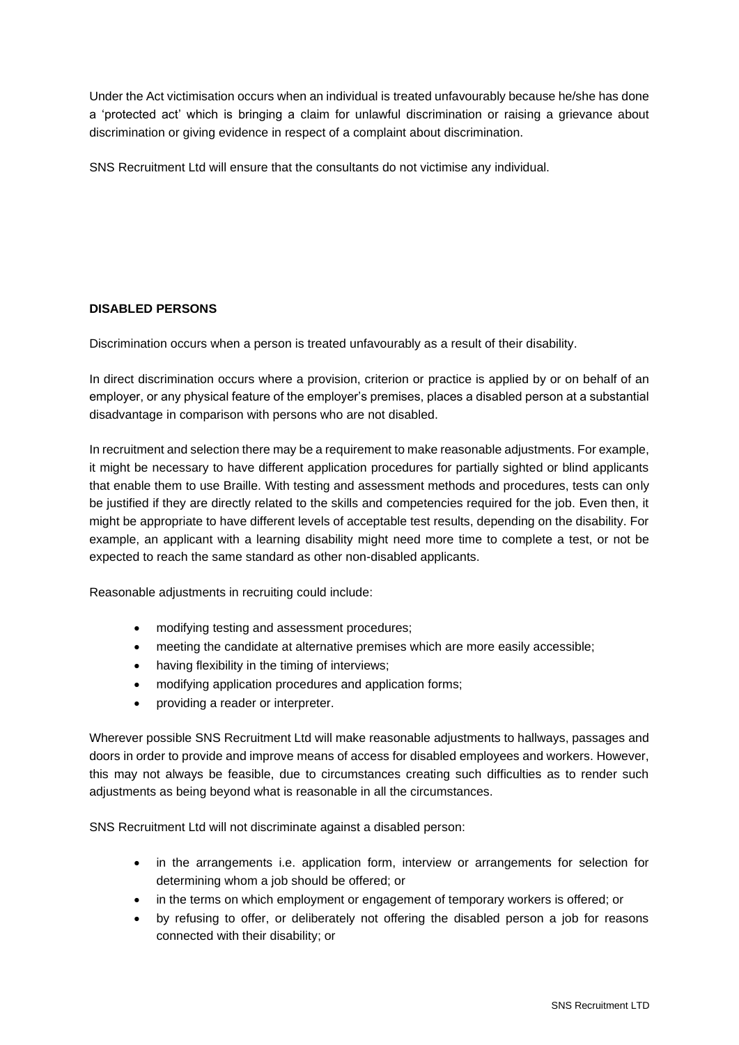Under the Act victimisation occurs when an individual is treated unfavourably because he/she has done a 'protected act' which is bringing a claim for unlawful discrimination or raising a grievance about discrimination or giving evidence in respect of a complaint about discrimination.

SNS Recruitment Ltd will ensure that the consultants do not victimise any individual.

**DISABLED PERSONS**

Discrimination occurs when a person is treated unfavourably as a result of their disability.

In direct discrimination occurs where a provision, criterion or practice is applied by or on behalf of an employer, or any physical feature of the employer's premises, places a disabled person at a substantial disadvantage in comparison with persons who are not disabled.

In recruitment and selection there may be a requirement to make reasonable adjustments. For example, it might be necessary to have different application procedures for partially sighted or blind applicants that enable them to use Braille. With testing and assessment methods and procedures, tests can only be justified if they are directly related to the skills and competencies required for the job. Even then, it might be appropriate to have different levels of acceptable test results, depending on the disability. For example, an applicant with a learning disability might need more time to complete a test, or not be expected to reach the same standard as other non-disabled applicants.

Reasonable adjustments in recruiting could include:

- modifying testing and assessment procedures;
- meeting the candidate at alternative premises which are more easily accessible;
- having flexibility in the timing of interviews;
- modifying application procedures and application forms;
- providing a reader or interpreter.

Wherever possible SNS Recruitment Ltd will make reasonable adjustments to hallways, passages and doors in order to provide and improve means of access for disabled employees and workers. However, this may not always be feasible, due to circumstances creating such difficulties as to render such adjustments as being beyond what is reasonable in all the circumstances.

SNS Recruitment Ltd will not discriminate against a disabled person:

- in the arrangements i.e. application form, interview or arrangements for selection for determining whom a job should be offered; or
- in the terms on which employment or engagement of temporary workers is offered; or
- by refusing to offer, or deliberately not offering the disabled person a job for reasons connected with their disability; or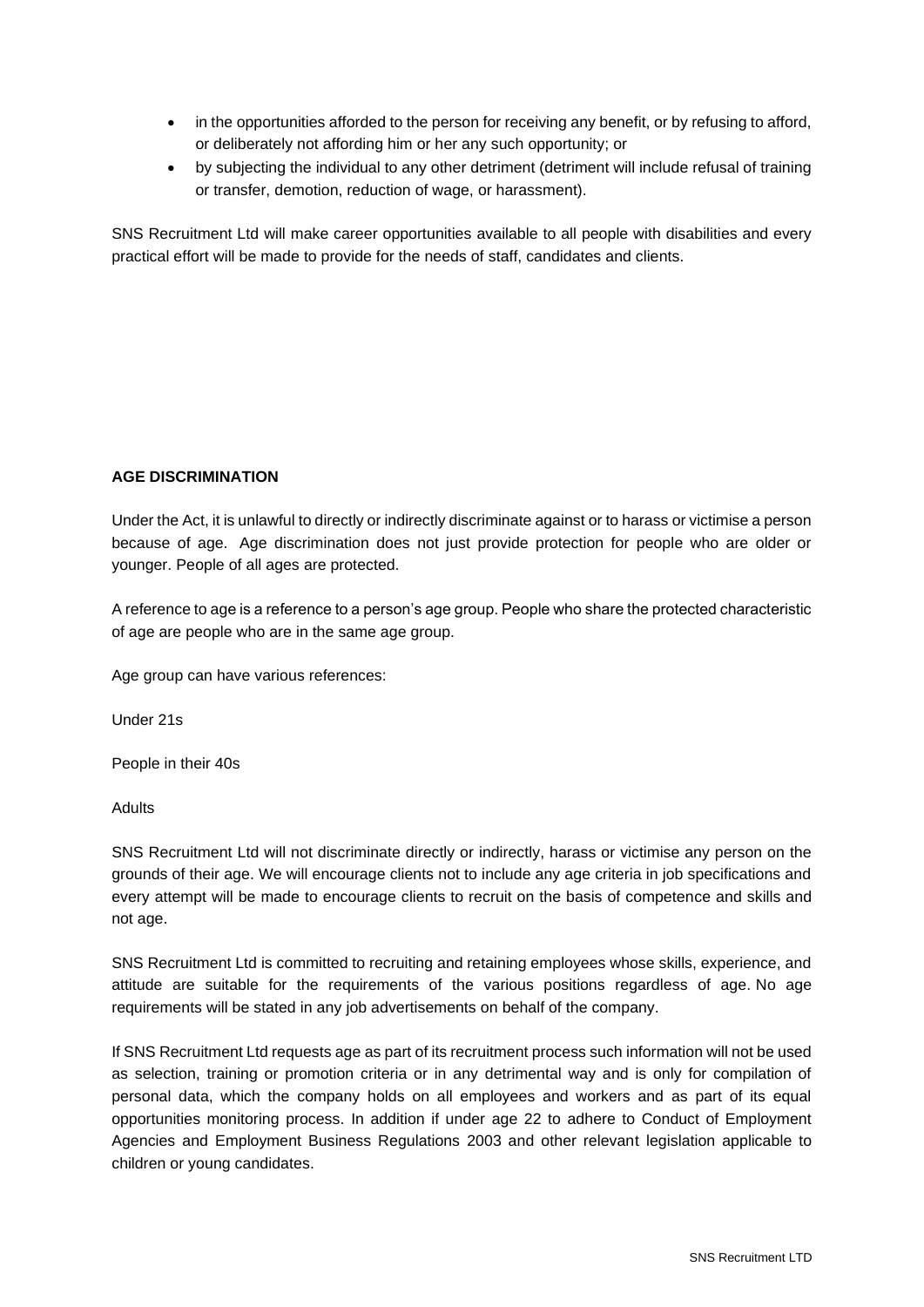- in the opportunities afforded to the person for receiving any benefit, or by refusing to afford, or deliberately not affording him or her any such opportunity; or
- by subjecting the individual to any other detriment (detriment will include refusal of training or transfer, demotion, reduction of wage, or harassment).

SNS Recruitment Ltd will make career opportunities available to all people with disabilities and every practical effort will be made to provide for the needs of staff, candidates and clients.

**AGE DISCRIMINATION**

Under the Act, it is unlawful to directly or indirectly discriminate against or to harass or victimise a person because of age. Age discrimination does not just provide protection for people who are older or younger. People of all ages are protected.

A reference to age is a reference to a person's age group. People who share the protected characteristic of age are people who are in the same age group.

Age group can have various references:

Under 21s

People in their 40s

Adults

SNS Recruitment Ltd will not discriminate directly or indirectly, harass or victimise any person on the grounds of their age. We will encourage clients not to include any age criteria in job specifications and every attempt will be made to encourage clients to recruit on the basis of competence and skills and not age.

SNS Recruitment Ltd is committed to recruiting and retaining employees whose skills, experience, and attitude are suitable for the requirements of the various positions regardless of age. No age requirements will be stated in any job advertisements on behalf of the company.

If SNS Recruitment Ltd requests age as part of its recruitment process such information will not be used as selection, training or promotion criteria or in any detrimental way and is only for compilation of personal data, which the company holds on all employees and workers and as part of its equal opportunities monitoring process. In addition if under age 22 to adhere to Conduct of Employment Agencies and Employment Business Regulations 2003 and other relevant legislation applicable to children or young candidates.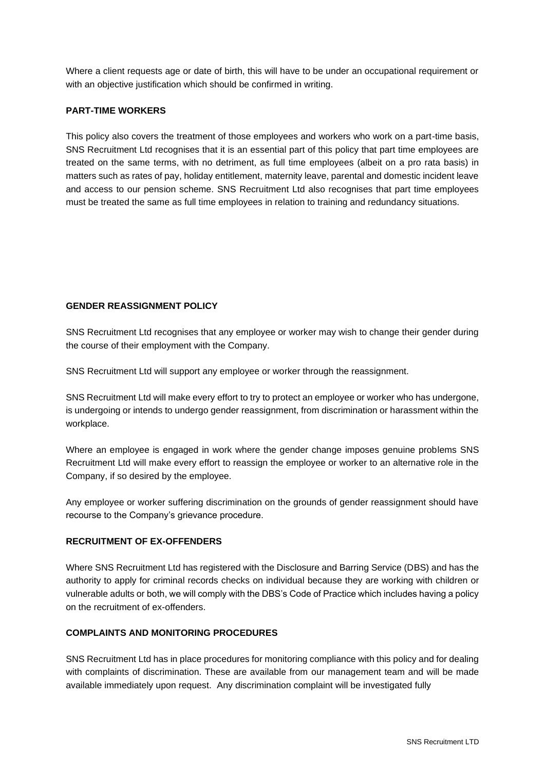Where a client requests age or date of birth, this will have to be under an occupational requirement or with an objective justification which should be confirmed in writing.

**PART-TIME WORKERS**

This policy also covers the treatment of those employees and workers who work on a part-time basis, SNS Recruitment Ltd recognises that it is an essential part of this policy that part time employees are treated on the same terms, with no detriment, as full time employees (albeit on a pro rata basis) in matters such as rates of pay, holiday entitlement, maternity leave, parental and domestic incident leave and access to our pension scheme. SNS Recruitment Ltd also recognises that part time employees must be treated the same as full time employees in relation to training and redundancy situations.

**GENDER REASSIGNMENT POLICY**

SNS Recruitment Ltd recognises that any employee or worker may wish to change their gender during the course of their employment with the Company.

SNS Recruitment Ltd will support any employee or worker through the reassignment.

SNS Recruitment Ltd will make every effort to try to protect an employee or worker who has undergone, is undergoing or intends to undergo gender reassignment, from discrimination or harassment within the workplace.

Where an employee is engaged in work where the gender change imposes genuine problems SNS Recruitment Ltd will make every effort to reassign the employee or worker to an alternative role in the Company, if so desired by the employee.

Any employee or worker suffering discrimination on the grounds of gender reassignment should have recourse to the Company's grievance procedure.

**RECRUITMENT OF EX-OFFENDERS**

Where SNS Recruitment Ltd has registered with the Disclosure and Barring Service (DBS) and has the authority to apply for criminal records checks on individual because they are working with children or vulnerable adults or both, we will comply with the DBS's Code of Practice which includes having a policy on the recruitment of ex-offenders.

**COMPLAINTS AND MONITORING PROCEDURES**

SNS Recruitment Ltd has in place procedures for monitoring compliance with this policy and for dealing with complaints of discrimination. These are available from our management team and will be made available immediately upon request. Any discrimination complaint will be investigated fully